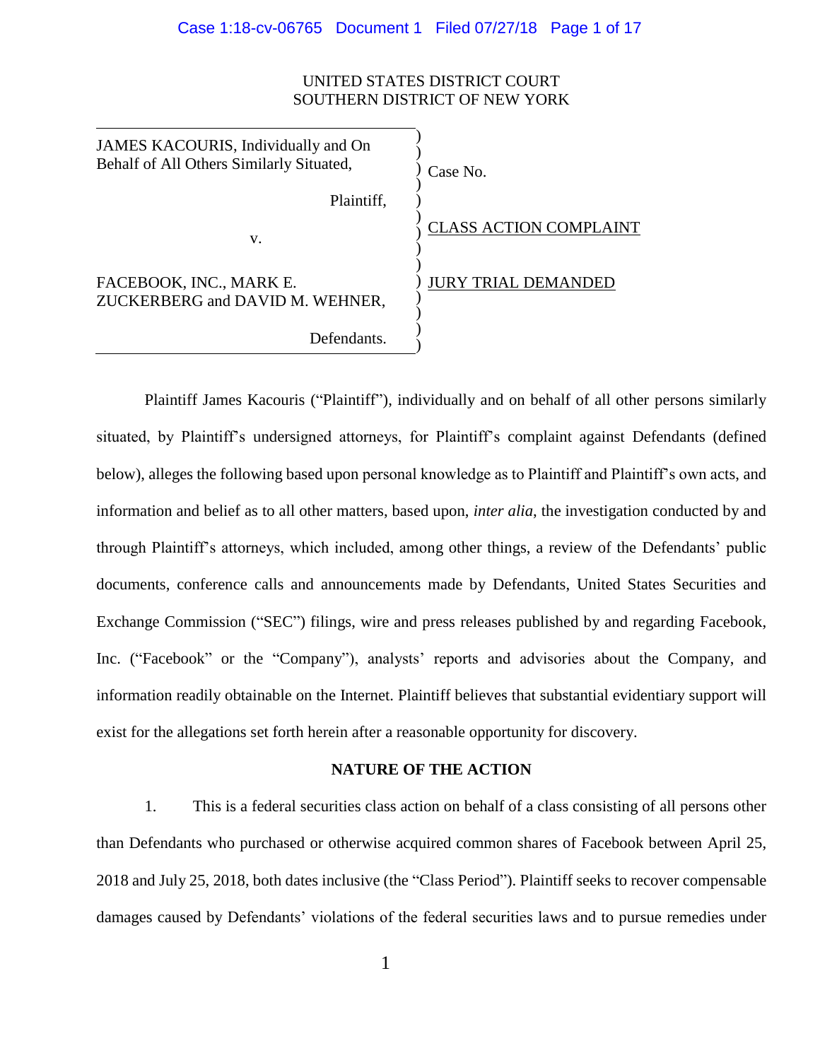UNITED STATES DISTRICT COURT
SOUTHERN DISTRICT OF NEW YORK

| | |
|---|---|
| JAMES KACOURIS, Individually and On Behalf of All Others Similarly Situated,<br><br>Plaintiff,<br><br>v.<br><br>FACEBOOK, INC., MARK E. ZUCKERBERG and DAVID M. WEHNER,<br><br>Defendants. | Case No.<br><br><u>CLASS ACTION COMPLAINT</u><br><br><u>JURY TRIAL DEMANDED</u> |

Plaintiff James Kacouris ("Plaintiff"), individually and on behalf of all other persons similarly situated, by Plaintiff's undersigned attorneys, for Plaintiff's complaint against Defendants (defined below), alleges the following based upon personal knowledge as to Plaintiff and Plaintiff's own acts, and information and belief as to all other matters, based upon, *inter alia*, the investigation conducted by and through Plaintiff's attorneys, which included, among other things, a review of the Defendants' public documents, conference calls and announcements made by Defendants, United States Securities and Exchange Commission ("SEC") filings, wire and press releases published by and regarding Facebook, Inc. ("Facebook" or the "Company"), analysts' reports and advisories about the Company, and information readily obtainable on the Internet. Plaintiff believes that substantial evidentiary support will exist for the allegations set forth herein after a reasonable opportunity for discovery.

## NATURE OF THE ACTION

1. This is a federal securities class action on behalf of a class consisting of all persons other than Defendants who purchased or otherwise acquired common shares of Facebook between April 25, 2018 and July 25, 2018, both dates inclusive (the "Class Period"). Plaintiff seeks to recover compensable damages caused by Defendants' violations of the federal securities laws and to pursue remedies under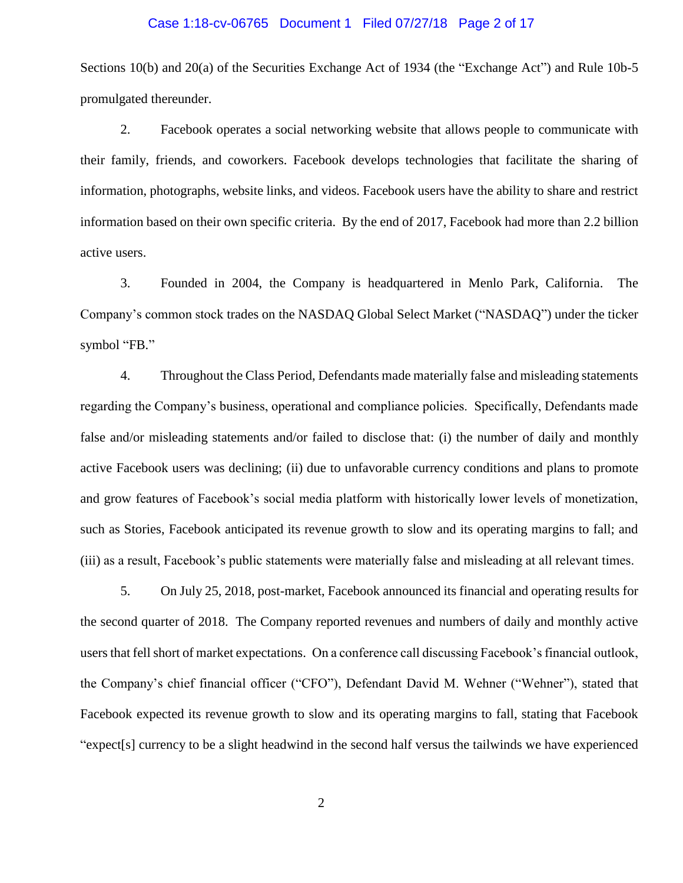Sections 10(b) and 20(a) of the Securities Exchange Act of 1934 (the "Exchange Act") and Rule 10b-5 promulgated thereunder.

2. Facebook operates a social networking website that allows people to communicate with their family, friends, and coworkers. Facebook develops technologies that facilitate the sharing of information, photographs, website links, and videos. Facebook users have the ability to share and restrict information based on their own specific criteria. By the end of 2017, Facebook had more than 2.2 billion active users.

3. Founded in 2004, the Company is headquartered in Menlo Park, California. The Company's common stock trades on the NASDAQ Global Select Market ("NASDAQ") under the ticker symbol "FB."

4. Throughout the Class Period, Defendants made materially false and misleading statements regarding the Company's business, operational and compliance policies. Specifically, Defendants made false and/or misleading statements and/or failed to disclose that: (i) the number of daily and monthly active Facebook users was declining; (ii) due to unfavorable currency conditions and plans to promote and grow features of Facebook's social media platform with historically lower levels of monetization, such as Stories, Facebook anticipated its revenue growth to slow and its operating margins to fall; and (iii) as a result, Facebook's public statements were materially false and misleading at all relevant times.

5. On July 25, 2018, post-market, Facebook announced its financial and operating results for the second quarter of 2018. The Company reported revenues and numbers of daily and monthly active users that fell short of market expectations. On a conference call discussing Facebook's financial outlook, the Company's chief financial officer ("CFO"), Defendant David M. Wehner ("Wehner"), stated that Facebook expected its revenue growth to slow and its operating margins to fall, stating that Facebook "expect[s] currency to be a slight headwind in the second half versus the tailwinds we have experienced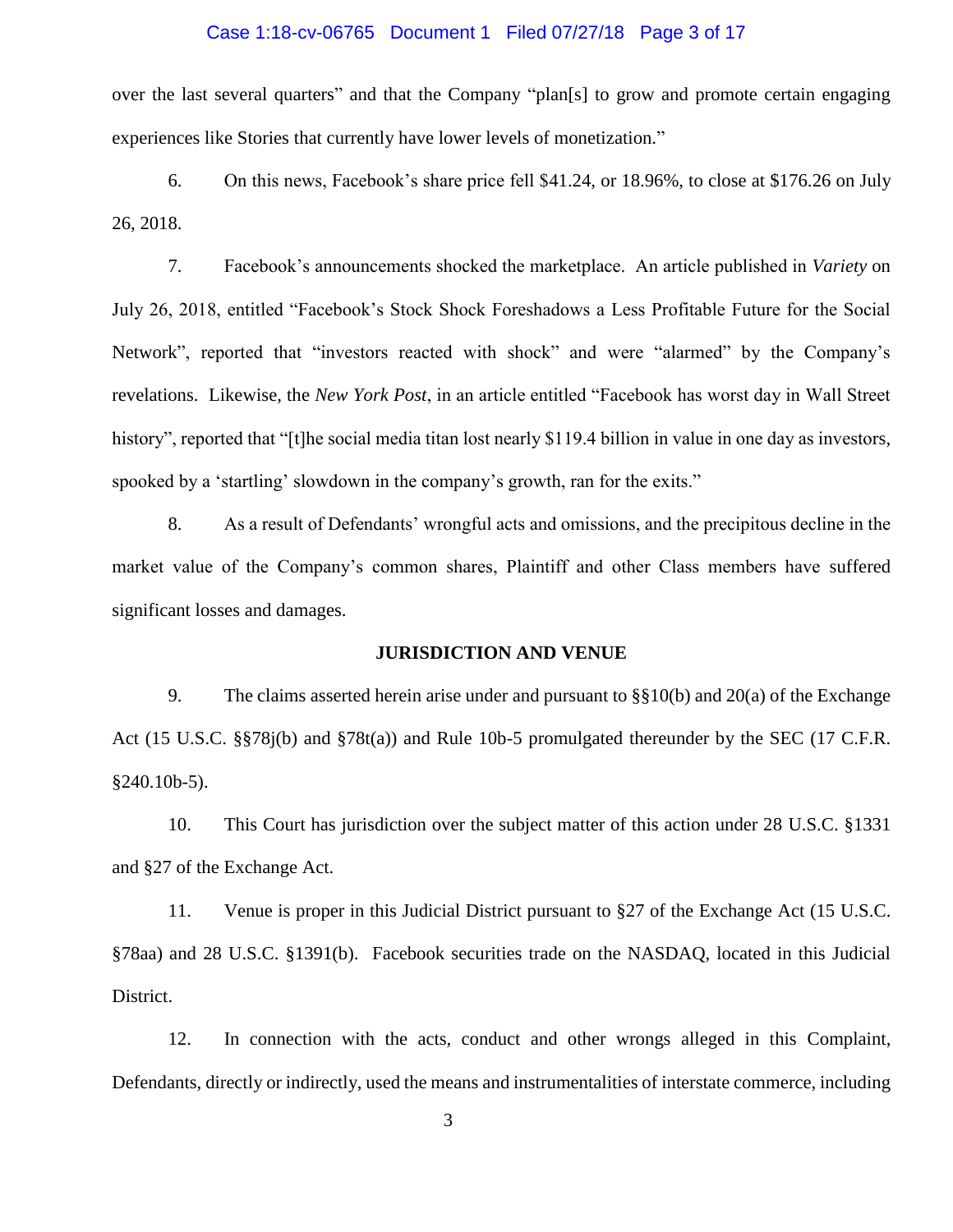over the last several quarters" and that the Company "plan[s] to grow and promote certain engaging experiences like Stories that currently have lower levels of monetization."

6. On this news, Facebook's share price fell $41.24, or 18.96%, to close at $176.26 on July 26, 2018.

7. Facebook's announcements shocked the marketplace. An article published in *Variety* on July 26, 2018, entitled "Facebook's Stock Shock Foreshadows a Less Profitable Future for the Social Network", reported that "investors reacted with shock" and were "alarmed" by the Company's revelations. Likewise, the *New York Post*, in an article entitled "Facebook has worst day in Wall Street history", reported that "[t]he social media titan lost nearly $119.4 billion in value in one day as investors, spooked by a 'startling' slowdown in the company's growth, ran for the exits."

8. As a result of Defendants' wrongful acts and omissions, and the precipitous decline in the market value of the Company's common shares, Plaintiff and other Class members have suffered significant losses and damages.

## JURISDICTION AND VENUE

9. The claims asserted herein arise under and pursuant to §§10(b) and 20(a) of the Exchange Act (15 U.S.C. §§78j(b) and §78t(a)) and Rule 10b-5 promulgated thereunder by the SEC (17 C.F.R. §240.10b-5).

10. This Court has jurisdiction over the subject matter of this action under 28 U.S.C. §1331 and §27 of the Exchange Act.

11. Venue is proper in this Judicial District pursuant to §27 of the Exchange Act (15 U.S.C. §78aa) and 28 U.S.C. §1391(b). Facebook securities trade on the NASDAQ, located in this Judicial District.

12. In connection with the acts, conduct and other wrongs alleged in this Complaint, Defendants, directly or indirectly, used the means and instrumentalities of interstate commerce, including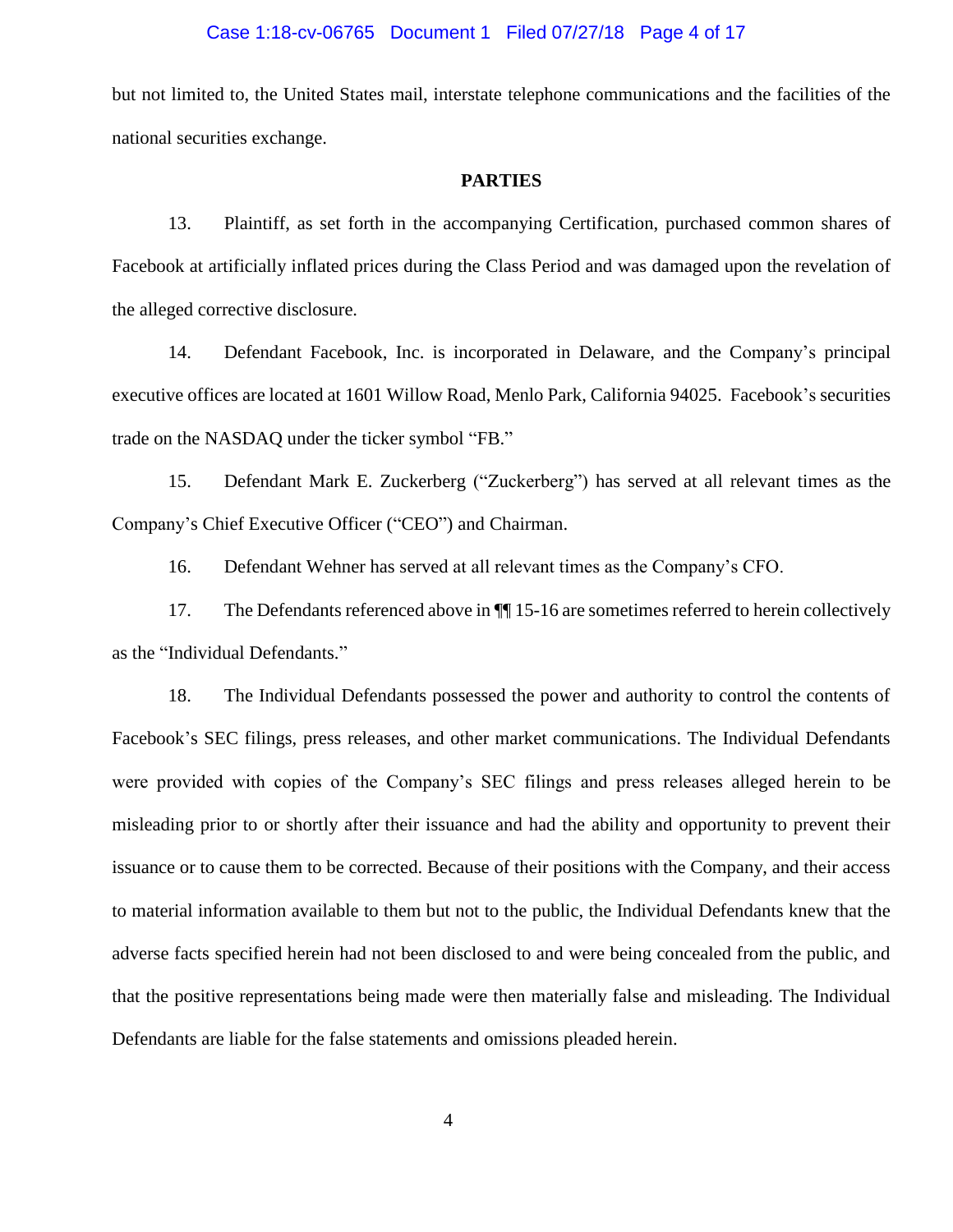but not limited to, the United States mail, interstate telephone communications and the facilities of the national securities exchange.

## PARTIES

13. Plaintiff, as set forth in the accompanying Certification, purchased common shares of Facebook at artificially inflated prices during the Class Period and was damaged upon the revelation of the alleged corrective disclosure.

14. Defendant Facebook, Inc. is incorporated in Delaware, and the Company's principal executive offices are located at 1601 Willow Road, Menlo Park, California 94025. Facebook's securities trade on the NASDAQ under the ticker symbol "FB."

15. Defendant Mark E. Zuckerberg ("Zuckerberg") has served at all relevant times as the Company's Chief Executive Officer ("CEO") and Chairman.

16. Defendant Wehner has served at all relevant times as the Company's CFO.

17. The Defendants referenced above in ¶¶ 15-16 are sometimes referred to herein collectively as the "Individual Defendants."

18. The Individual Defendants possessed the power and authority to control the contents of Facebook's SEC filings, press releases, and other market communications. The Individual Defendants were provided with copies of the Company's SEC filings and press releases alleged herein to be misleading prior to or shortly after their issuance and had the ability and opportunity to prevent their issuance or to cause them to be corrected. Because of their positions with the Company, and their access to material information available to them but not to the public, the Individual Defendants knew that the adverse facts specified herein had not been disclosed to and were being concealed from the public, and that the positive representations being made were then materially false and misleading. The Individual Defendants are liable for the false statements and omissions pleaded herein.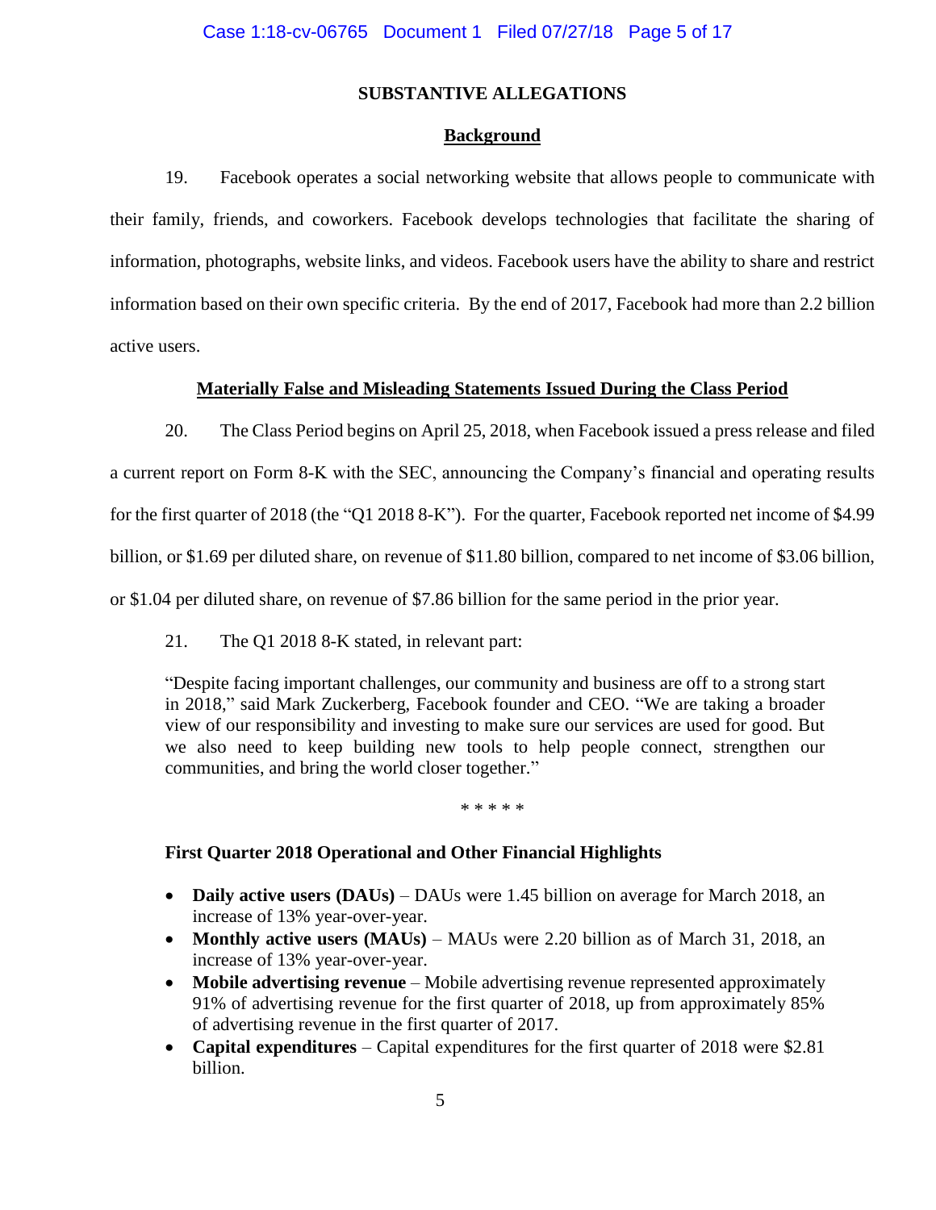## SUBSTANTIVE ALLEGATIONS

### Background

19. Facebook operates a social networking website that allows people to communicate with their family, friends, and coworkers. Facebook develops technologies that facilitate the sharing of information, photographs, website links, and videos. Facebook users have the ability to share and restrict information based on their own specific criteria. By the end of 2017, Facebook had more than 2.2 billion active users.

### Materially False and Misleading Statements Issued During the Class Period

20. The Class Period begins on April 25, 2018, when Facebook issued a press release and filed a current report on Form 8-K with the SEC, announcing the Company's financial and operating results for the first quarter of 2018 (the "Q1 2018 8-K"). For the quarter, Facebook reported net income of $4.99 billion, or $1.69 per diluted share, on revenue of $11.80 billion, compared to net income of $3.06 billion, or $1.04 per diluted share, on revenue of $7.86 billion for the same period in the prior year.

21. The Q1 2018 8-K stated, in relevant part:

> "Despite facing important challenges, our community and business are off to a strong start in 2018," said Mark Zuckerberg, Facebook founder and CEO. "We are taking a broader view of our responsibility and investing to make sure our services are used for good. But we also need to keep building new tools to help people connect, strengthen our communities, and bring the world closer together."
>
> \* \* \* \* \*
>
> **First Quarter 2018 Operational and Other Financial Highlights**
>
> - **Daily active users (DAUs)** – DAUs were 1.45 billion on average for March 2018, an increase of 13% year-over-year.
> - **Monthly active users (MAUs)** – MAUs were 2.20 billion as of March 31, 2018, an increase of 13% year-over-year.
> - **Mobile advertising revenue** – Mobile advertising revenue represented approximately 91% of advertising revenue for the first quarter of 2018, up from approximately 85% of advertising revenue in the first quarter of 2017.
> - **Capital expenditures** – Capital expenditures for the first quarter of 2018 were $2.81 billion.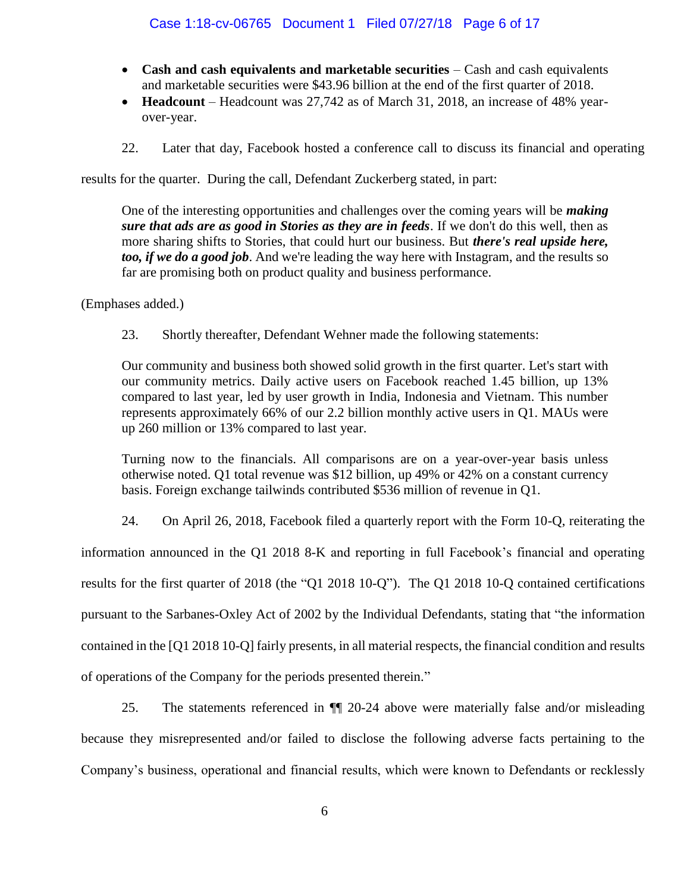- **Cash and cash equivalents and marketable securities** – Cash and cash equivalents and marketable securities were $43.96 billion at the end of the first quarter of 2018.
- **Headcount** – Headcount was 27,742 as of March 31, 2018, an increase of 48% year-over-year.

22. Later that day, Facebook hosted a conference call to discuss its financial and operating results for the quarter. During the call, Defendant Zuckerberg stated, in part:

> One of the interesting opportunities and challenges over the coming years will be ***making sure that ads are as good in Stories as they are in feeds***. If we don't do this well, then as more sharing shifts to Stories, that could hurt our business. But ***there's real upside here, too, if we do a good job***. And we're leading the way here with Instagram, and the results so far are promising both on product quality and business performance.

(Emphases added.)

23. Shortly thereafter, Defendant Wehner made the following statements:

> Our community and business both showed solid growth in the first quarter. Let's start with our community metrics. Daily active users on Facebook reached 1.45 billion, up 13% compared to last year, led by user growth in India, Indonesia and Vietnam. This number represents approximately 66% of our 2.2 billion monthly active users in Q1. MAUs were up 260 million or 13% compared to last year.
>
> Turning now to the financials. All comparisons are on a year-over-year basis unless otherwise noted. Q1 total revenue was $12 billion, up 49% or 42% on a constant currency basis. Foreign exchange tailwinds contributed $536 million of revenue in Q1.

24. On April 26, 2018, Facebook filed a quarterly report with the Form 10-Q, reiterating the information announced in the Q1 2018 8-K and reporting in full Facebook's financial and operating results for the first quarter of 2018 (the "Q1 2018 10-Q"). The Q1 2018 10-Q contained certifications pursuant to the Sarbanes-Oxley Act of 2002 by the Individual Defendants, stating that "the information contained in the [Q1 2018 10-Q] fairly presents, in all material respects, the financial condition and results of operations of the Company for the periods presented therein."

25. The statements referenced in ¶¶ 20-24 above were materially false and/or misleading because they misrepresented and/or failed to disclose the following adverse facts pertaining to the Company's business, operational and financial results, which were known to Defendants or recklessly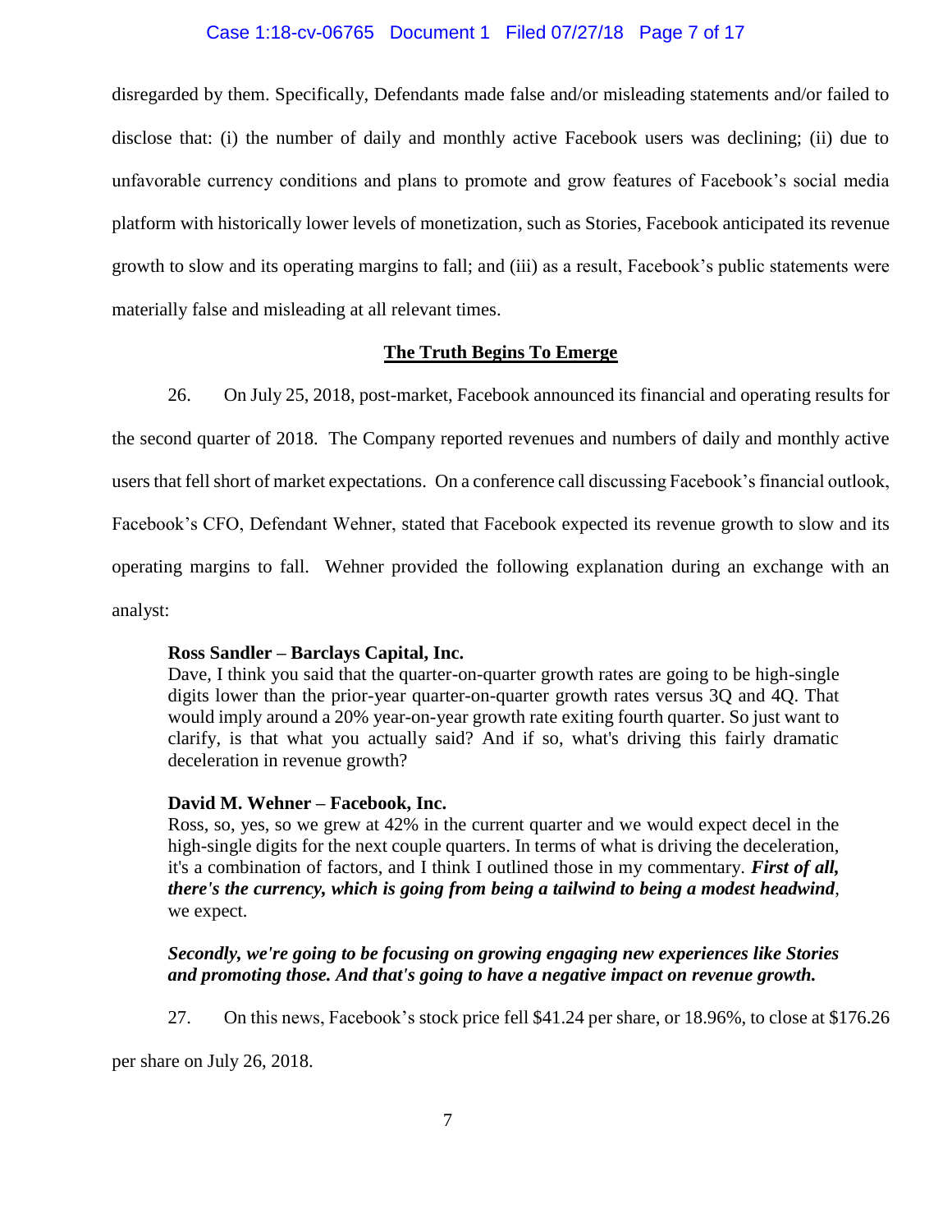disregarded by them. Specifically, Defendants made false and/or misleading statements and/or failed to disclose that: (i) the number of daily and monthly active Facebook users was declining; (ii) due to unfavorable currency conditions and plans to promote and grow features of Facebook's social media platform with historically lower levels of monetization, such as Stories, Facebook anticipated its revenue growth to slow and its operating margins to fall; and (iii) as a result, Facebook's public statements were materially false and misleading at all relevant times.

## The Truth Begins To Emerge

26. On July 25, 2018, post-market, Facebook announced its financial and operating results for the second quarter of 2018. The Company reported revenues and numbers of daily and monthly active users that fell short of market expectations. On a conference call discussing Facebook's financial outlook, Facebook's CFO, Defendant Wehner, stated that Facebook expected its revenue growth to slow and its operating margins to fall. Wehner provided the following explanation during an exchange with an analyst:

> **Ross Sandler – Barclays Capital, Inc.**
> Dave, I think you said that the quarter-on-quarter growth rates are going to be high-single digits lower than the prior-year quarter-on-quarter growth rates versus 3Q and 4Q. That would imply around a 20% year-on-year growth rate exiting fourth quarter. So just want to clarify, is that what you actually said? And if so, what's driving this fairly dramatic deceleration in revenue growth?
>
> **David M. Wehner – Facebook, Inc.**
> Ross, so, yes, so we grew at 42% in the current quarter and we would expect decel in the high-single digits for the next couple quarters. In terms of what is driving the deceleration, it's a combination of factors, and I think I outlined those in my commentary. ***First of all, there's the currency, which is going from being a tailwind to being a modest headwind***, we expect.
>
> ***Secondly, we're going to be focusing on growing engaging new experiences like Stories and promoting those. And that's going to have a negative impact on revenue growth.***

27. On this news, Facebook's stock price fell $41.24 per share, or 18.96%, to close at $176.26 per share on July 26, 2018.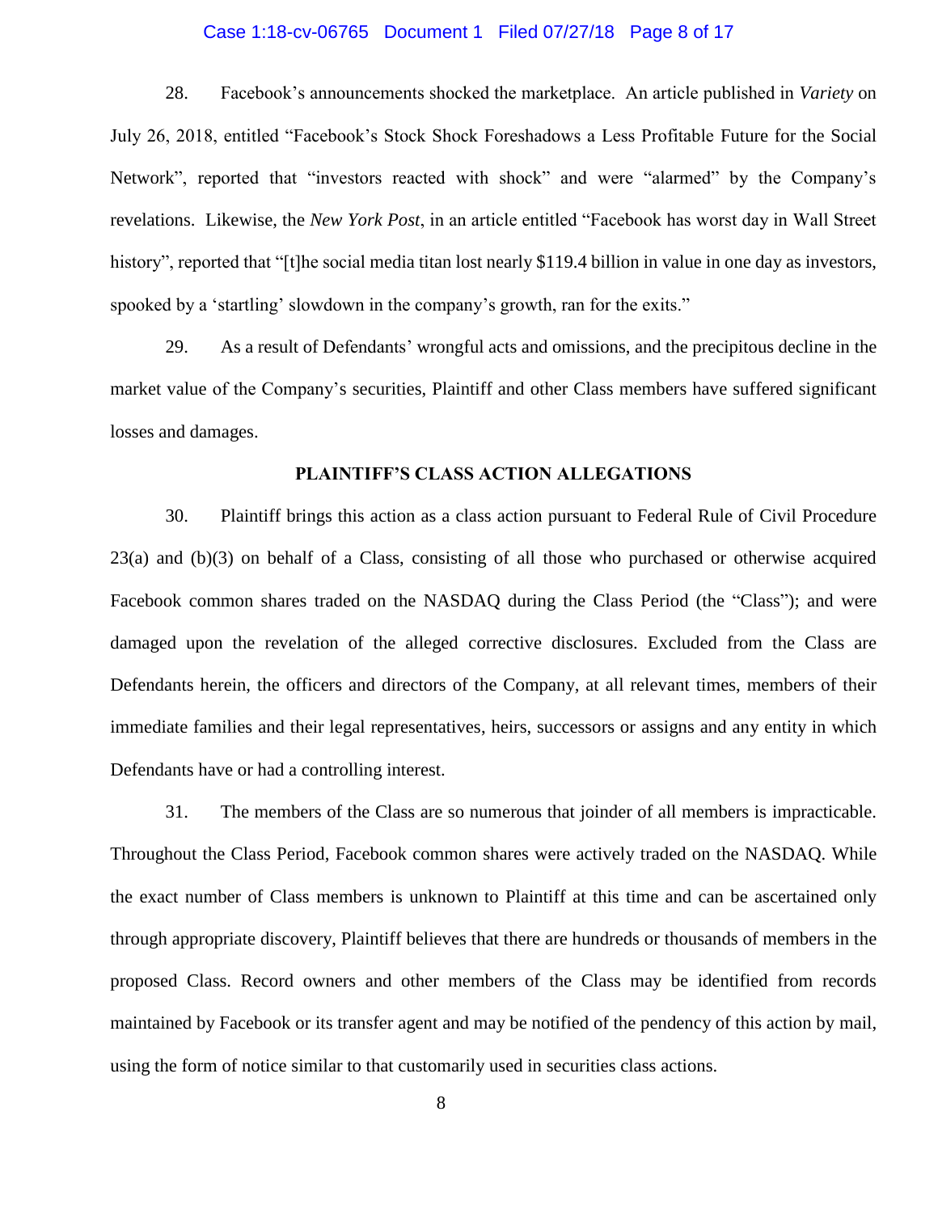28. Facebook's announcements shocked the marketplace. An article published in *Variety* on July 26, 2018, entitled "Facebook's Stock Shock Foreshadows a Less Profitable Future for the Social Network", reported that "investors reacted with shock" and were "alarmed" by the Company's revelations. Likewise, the *New York Post*, in an article entitled "Facebook has worst day in Wall Street history", reported that "[t]he social media titan lost nearly $119.4 billion in value in one day as investors, spooked by a 'startling' slowdown in the company's growth, ran for the exits."

29. As a result of Defendants' wrongful acts and omissions, and the precipitous decline in the market value of the Company's securities, Plaintiff and other Class members have suffered significant losses and damages.

**PLAINTIFF'S CLASS ACTION ALLEGATIONS**

30. Plaintiff brings this action as a class action pursuant to Federal Rule of Civil Procedure 23(a) and (b)(3) on behalf of a Class, consisting of all those who purchased or otherwise acquired Facebook common shares traded on the NASDAQ during the Class Period (the "Class"); and were damaged upon the revelation of the alleged corrective disclosures. Excluded from the Class are Defendants herein, the officers and directors of the Company, at all relevant times, members of their immediate families and their legal representatives, heirs, successors or assigns and any entity in which Defendants have or had a controlling interest.

31. The members of the Class are so numerous that joinder of all members is impracticable. Throughout the Class Period, Facebook common shares were actively traded on the NASDAQ. While the exact number of Class members is unknown to Plaintiff at this time and can be ascertained only through appropriate discovery, Plaintiff believes that there are hundreds or thousands of members in the proposed Class. Record owners and other members of the Class may be identified from records maintained by Facebook or its transfer agent and may be notified of the pendency of this action by mail, using the form of notice similar to that customarily used in securities class actions.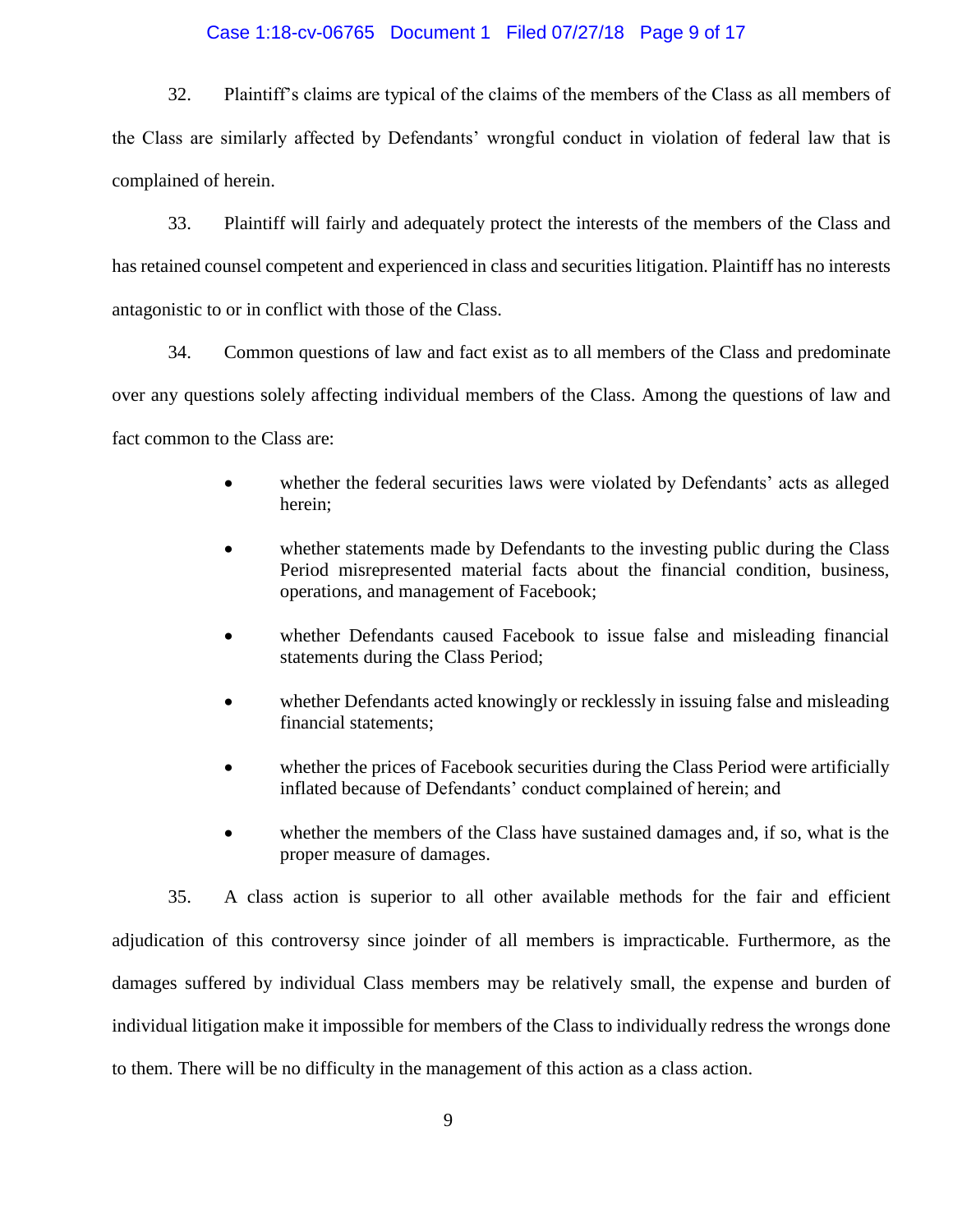32. Plaintiff's claims are typical of the claims of the members of the Class as all members of the Class are similarly affected by Defendants' wrongful conduct in violation of federal law that is complained of herein.

33. Plaintiff will fairly and adequately protect the interests of the members of the Class and has retained counsel competent and experienced in class and securities litigation. Plaintiff has no interests antagonistic to or in conflict with those of the Class.

34. Common questions of law and fact exist as to all members of the Class and predominate over any questions solely affecting individual members of the Class. Among the questions of law and fact common to the Class are:

- whether the federal securities laws were violated by Defendants' acts as alleged herein;
- whether statements made by Defendants to the investing public during the Class Period misrepresented material facts about the financial condition, business, operations, and management of Facebook;
- whether Defendants caused Facebook to issue false and misleading financial statements during the Class Period;
- whether Defendants acted knowingly or recklessly in issuing false and misleading financial statements;
- whether the prices of Facebook securities during the Class Period were artificially inflated because of Defendants' conduct complained of herein; and
- whether the members of the Class have sustained damages and, if so, what is the proper measure of damages.

35. A class action is superior to all other available methods for the fair and efficient adjudication of this controversy since joinder of all members is impracticable. Furthermore, as the damages suffered by individual Class members may be relatively small, the expense and burden of individual litigation make it impossible for members of the Class to individually redress the wrongs done to them. There will be no difficulty in the management of this action as a class action.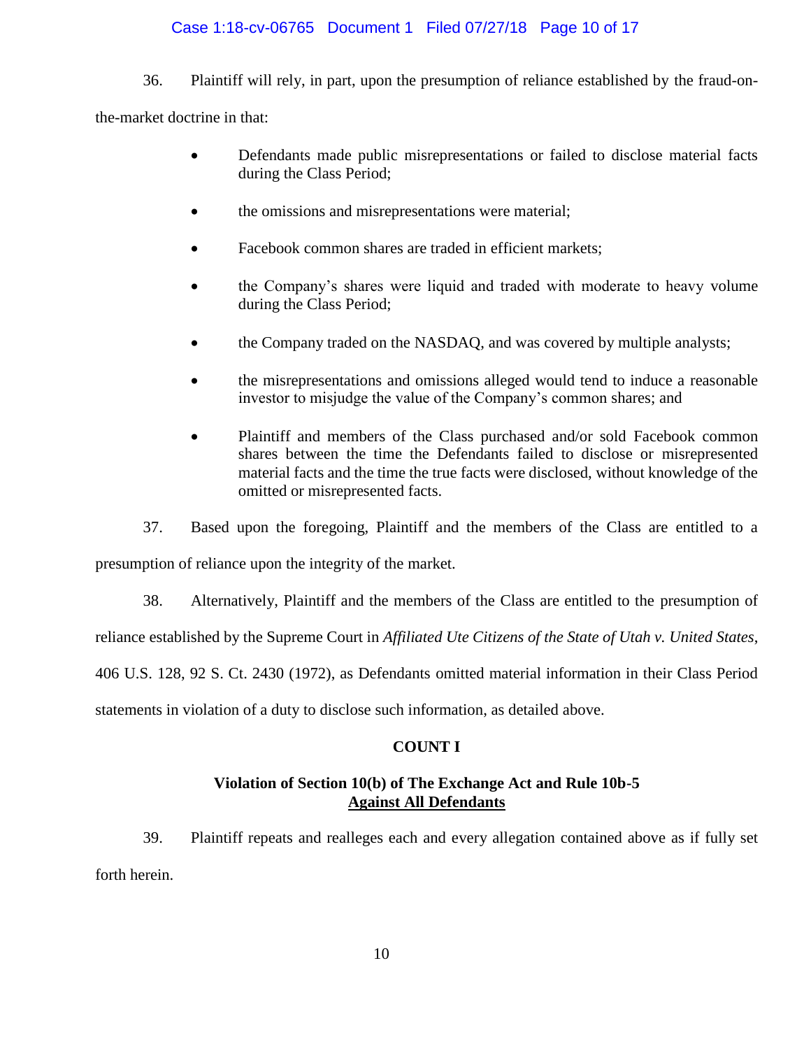36. Plaintiff will rely, in part, upon the presumption of reliance established by the fraud-on-the-market doctrine in that:

- Defendants made public misrepresentations or failed to disclose material facts during the Class Period;
- the omissions and misrepresentations were material;
- Facebook common shares are traded in efficient markets;
- the Company's shares were liquid and traded with moderate to heavy volume during the Class Period;
- the Company traded on the NASDAQ, and was covered by multiple analysts;
- the misrepresentations and omissions alleged would tend to induce a reasonable investor to misjudge the value of the Company's common shares; and
- Plaintiff and members of the Class purchased and/or sold Facebook common shares between the time the Defendants failed to disclose or misrepresented material facts and the time the true facts were disclosed, without knowledge of the omitted or misrepresented facts.

37. Based upon the foregoing, Plaintiff and the members of the Class are entitled to a presumption of reliance upon the integrity of the market.

38. Alternatively, Plaintiff and the members of the Class are entitled to the presumption of reliance established by the Supreme Court in *Affiliated Ute Citizens of the State of Utah v. United States*, 406 U.S. 128, 92 S. Ct. 2430 (1972), as Defendants omitted material information in their Class Period statements in violation of a duty to disclose such information, as detailed above.

## COUNT I

### Violation of Section 10(b) of The Exchange Act and Rule 10b-5 <u>Against All Defendants</u>

39. Plaintiff repeats and realleges each and every allegation contained above as if fully set forth herein.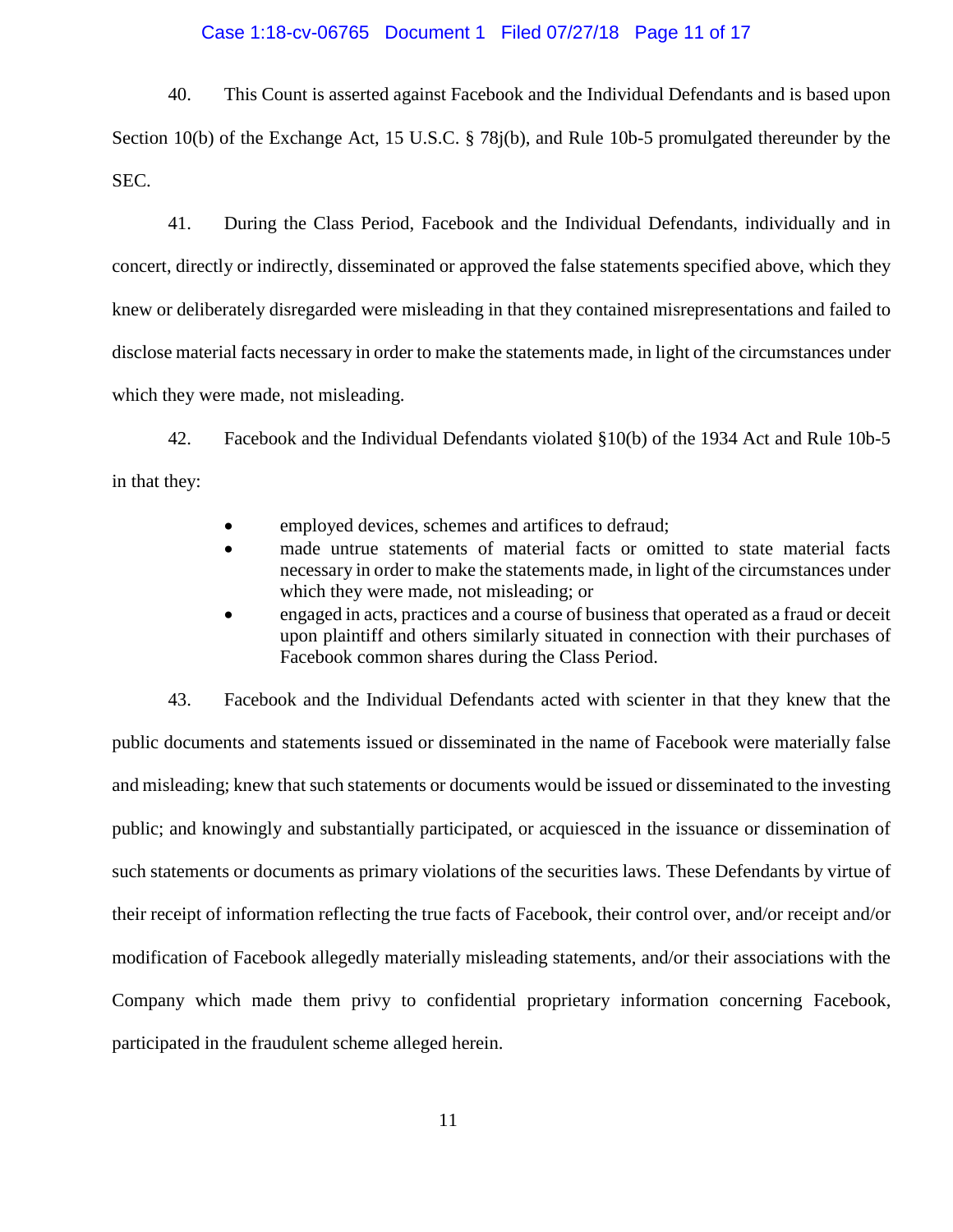40. This Count is asserted against Facebook and the Individual Defendants and is based upon Section 10(b) of the Exchange Act, 15 U.S.C. § 78j(b), and Rule 10b-5 promulgated thereunder by the SEC.

41. During the Class Period, Facebook and the Individual Defendants, individually and in concert, directly or indirectly, disseminated or approved the false statements specified above, which they knew or deliberately disregarded were misleading in that they contained misrepresentations and failed to disclose material facts necessary in order to make the statements made, in light of the circumstances under which they were made, not misleading.

42. Facebook and the Individual Defendants violated §10(b) of the 1934 Act and Rule 10b-5 in that they:

- employed devices, schemes and artifices to defraud;
- made untrue statements of material facts or omitted to state material facts necessary in order to make the statements made, in light of the circumstances under which they were made, not misleading; or
- engaged in acts, practices and a course of business that operated as a fraud or deceit upon plaintiff and others similarly situated in connection with their purchases of Facebook common shares during the Class Period.

43. Facebook and the Individual Defendants acted with scienter in that they knew that the public documents and statements issued or disseminated in the name of Facebook were materially false and misleading; knew that such statements or documents would be issued or disseminated to the investing public; and knowingly and substantially participated, or acquiesced in the issuance or dissemination of such statements or documents as primary violations of the securities laws. These Defendants by virtue of their receipt of information reflecting the true facts of Facebook, their control over, and/or receipt and/or modification of Facebook allegedly materially misleading statements, and/or their associations with the Company which made them privy to confidential proprietary information concerning Facebook, participated in the fraudulent scheme alleged herein.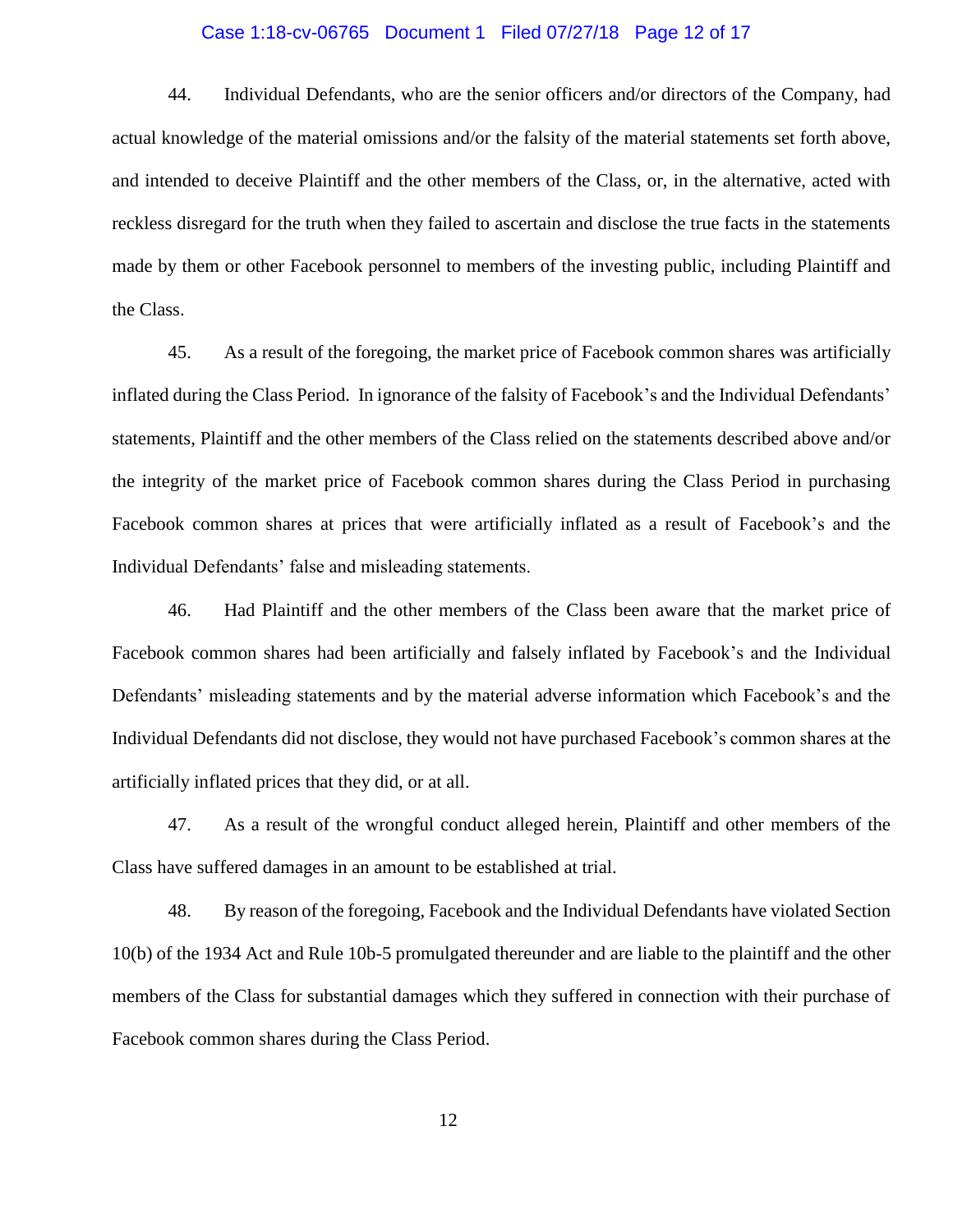44. Individual Defendants, who are the senior officers and/or directors of the Company, had actual knowledge of the material omissions and/or the falsity of the material statements set forth above, and intended to deceive Plaintiff and the other members of the Class, or, in the alternative, acted with reckless disregard for the truth when they failed to ascertain and disclose the true facts in the statements made by them or other Facebook personnel to members of the investing public, including Plaintiff and the Class.

45. As a result of the foregoing, the market price of Facebook common shares was artificially inflated during the Class Period. In ignorance of the falsity of Facebook's and the Individual Defendants' statements, Plaintiff and the other members of the Class relied on the statements described above and/or the integrity of the market price of Facebook common shares during the Class Period in purchasing Facebook common shares at prices that were artificially inflated as a result of Facebook's and the Individual Defendants' false and misleading statements.

46. Had Plaintiff and the other members of the Class been aware that the market price of Facebook common shares had been artificially and falsely inflated by Facebook's and the Individual Defendants' misleading statements and by the material adverse information which Facebook's and the Individual Defendants did not disclose, they would not have purchased Facebook's common shares at the artificially inflated prices that they did, or at all.

47. As a result of the wrongful conduct alleged herein, Plaintiff and other members of the Class have suffered damages in an amount to be established at trial.

48. By reason of the foregoing, Facebook and the Individual Defendants have violated Section 10(b) of the 1934 Act and Rule 10b-5 promulgated thereunder and are liable to the plaintiff and the other members of the Class for substantial damages which they suffered in connection with their purchase of Facebook common shares during the Class Period.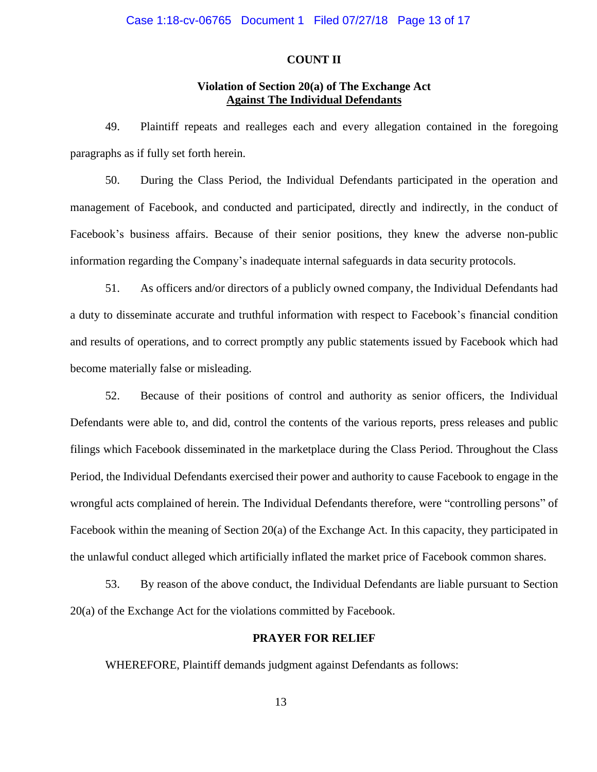**COUNT II**

**Violation of Section 20(a) of The Exchange Act**
**Against The Individual Defendants**

49. Plaintiff repeats and realleges each and every allegation contained in the foregoing paragraphs as if fully set forth herein.

50. During the Class Period, the Individual Defendants participated in the operation and management of Facebook, and conducted and participated, directly and indirectly, in the conduct of Facebook's business affairs. Because of their senior positions, they knew the adverse non-public information regarding the Company's inadequate internal safeguards in data security protocols.

51. As officers and/or directors of a publicly owned company, the Individual Defendants had a duty to disseminate accurate and truthful information with respect to Facebook's financial condition and results of operations, and to correct promptly any public statements issued by Facebook which had become materially false or misleading.

52. Because of their positions of control and authority as senior officers, the Individual Defendants were able to, and did, control the contents of the various reports, press releases and public filings which Facebook disseminated in the marketplace during the Class Period. Throughout the Class Period, the Individual Defendants exercised their power and authority to cause Facebook to engage in the wrongful acts complained of herein. The Individual Defendants therefore, were "controlling persons" of Facebook within the meaning of Section 20(a) of the Exchange Act. In this capacity, they participated in the unlawful conduct alleged which artificially inflated the market price of Facebook common shares.

53. By reason of the above conduct, the Individual Defendants are liable pursuant to Section 20(a) of the Exchange Act for the violations committed by Facebook.

**PRAYER FOR RELIEF**

WHEREFORE, Plaintiff demands judgment against Defendants as follows: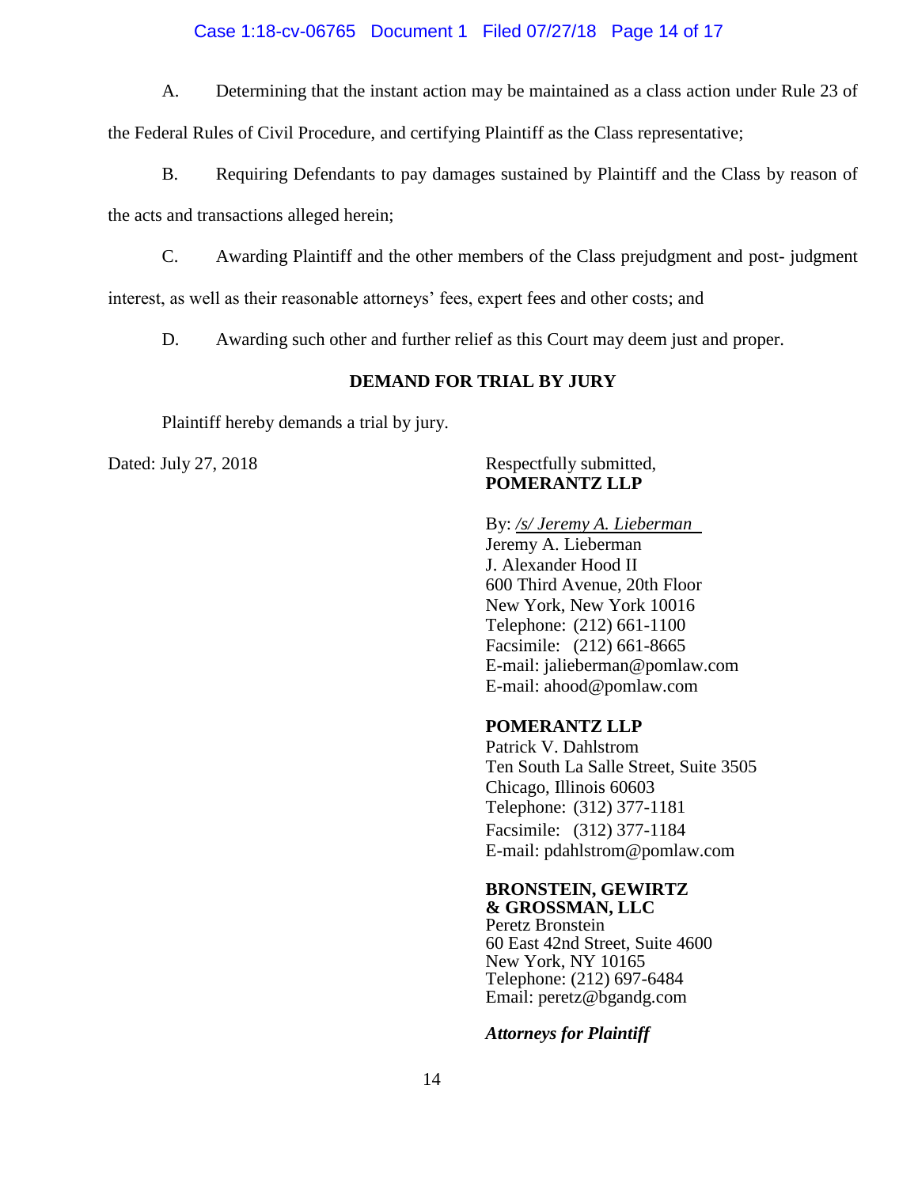A. Determining that the instant action may be maintained as a class action under Rule 23 of the Federal Rules of Civil Procedure, and certifying Plaintiff as the Class representative;

B. Requiring Defendants to pay damages sustained by Plaintiff and the Class by reason of the acts and transactions alleged herein;

C. Awarding Plaintiff and the other members of the Class prejudgment and post- judgment interest, as well as their reasonable attorneys' fees, expert fees and other costs; and

D. Awarding such other and further relief as this Court may deem just and proper.

**DEMAND FOR TRIAL BY JURY**

Plaintiff hereby demands a trial by jury.

Dated: July 27, 2018

Respectfully submitted,
**POMERANTZ LLP**

By: */s/ Jeremy A. Lieberman*
Jeremy A. Lieberman
J. Alexander Hood II
600 Third Avenue, 20th Floor
New York, New York 10016
Telephone: (212) 661-1100
Facsimile: (212) 661-8665
E-mail: jalieberman@pomlaw.com
E-mail: ahood@pomlaw.com

**POMERANTZ LLP**
Patrick V. Dahlstrom
Ten South La Salle Street, Suite 3505
Chicago, Illinois 60603
Telephone: (312) 377-1181
Facsimile: (312) 377-1184
E-mail: pdahlstrom@pomlaw.com

**BRONSTEIN, GEWIRTZ & GROSSMAN, LLC**
Peretz Bronstein
60 East 42nd Street, Suite 4600
New York, NY 10165
Telephone: (212) 697-6484
Email: peretz@bgandg.com

***Attorneys for Plaintiff***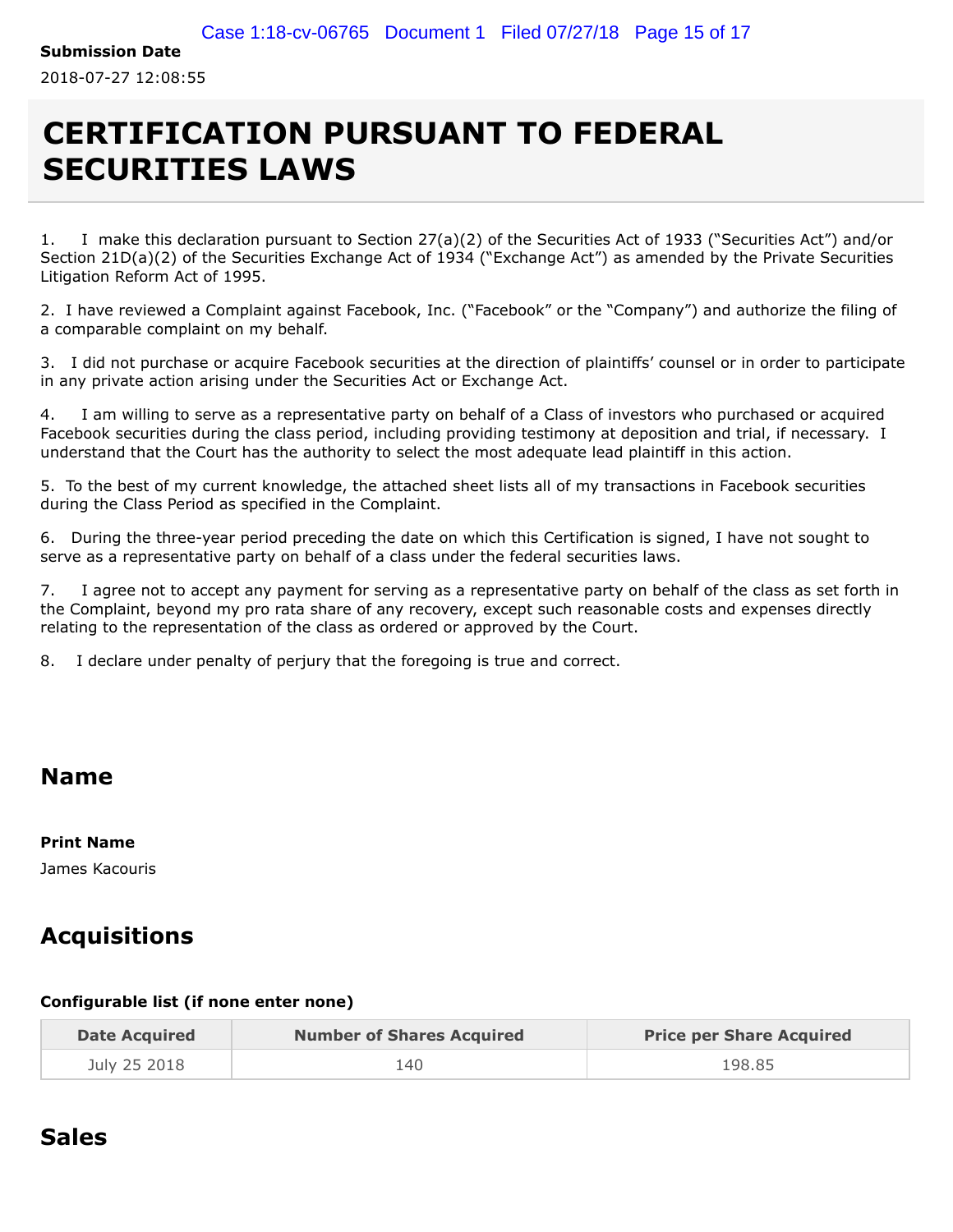**Submission Date**

2018-07-27 12:08:55

# CERTIFICATION PURSUANT TO FEDERAL SECURITIES LAWS

1. I make this declaration pursuant to Section 27(a)(2) of the Securities Act of 1933 ("Securities Act") and/or Section 21D(a)(2) of the Securities Exchange Act of 1934 ("Exchange Act") as amended by the Private Securities Litigation Reform Act of 1995.

2. I have reviewed a Complaint against Facebook, Inc. ("Facebook" or the "Company") and authorize the filing of a comparable complaint on my behalf.

3. I did not purchase or acquire Facebook securities at the direction of plaintiffs' counsel or in order to participate in any private action arising under the Securities Act or Exchange Act.

4. I am willing to serve as a representative party on behalf of a Class of investors who purchased or acquired Facebook securities during the class period, including providing testimony at deposition and trial, if necessary. I understand that the Court has the authority to select the most adequate lead plaintiff in this action.

5. To the best of my current knowledge, the attached sheet lists all of my transactions in Facebook securities during the Class Period as specified in the Complaint.

6. During the three-year period preceding the date on which this Certification is signed, I have not sought to serve as a representative party on behalf of a class under the federal securities laws.

7. I agree not to accept any payment for serving as a representative party on behalf of the class as set forth in the Complaint, beyond my pro rata share of any recovery, except such reasonable costs and expenses directly relating to the representation of the class as ordered or approved by the Court.

8. I declare under penalty of perjury that the foregoing is true and correct.

## Name

**Print Name**

James Kacouris

## Acquisitions

**Configurable list (if none enter none)**

| Date Acquired | Number of Shares Acquired | Price per Share Acquired |
|---|---|---|
| July 25 2018 | 140 | 198.85 |

## Sales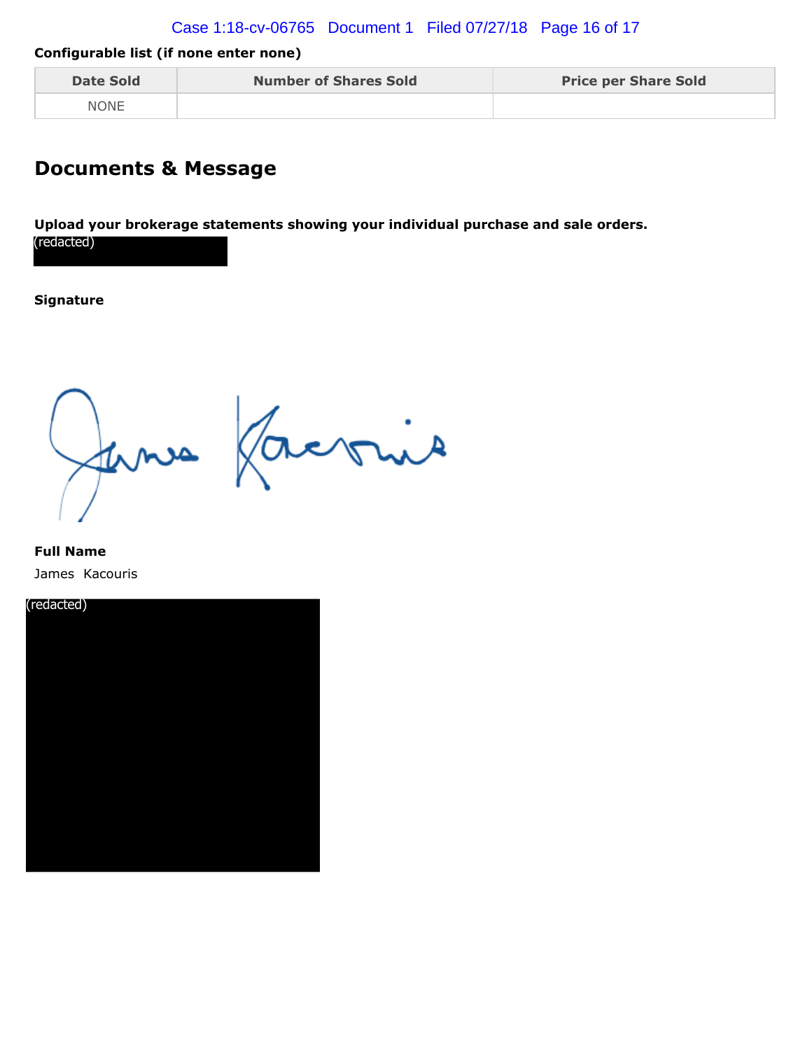**Configurable list (if none enter none)**

| Date Sold | Number of Shares Sold | Price per Share Sold |
|---|---|---|
| NONE | | |

## Documents & Message

**Upload your brokerage statements showing your individual purchase and sale orders.**

(redacted)

**Signature**

**Full Name**

James Kacouris

(redacted)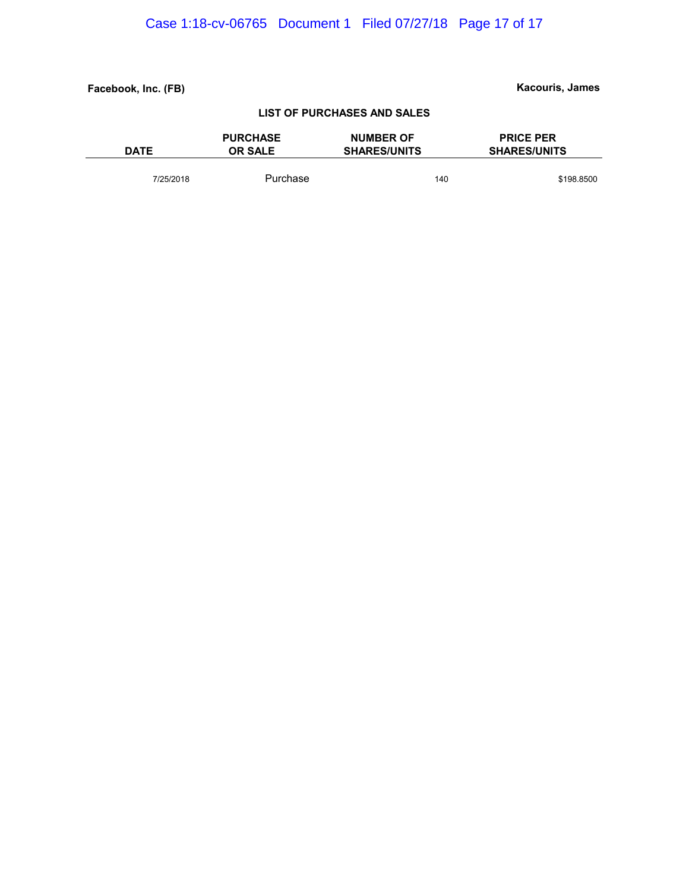**Facebook, Inc. (FB)** **Kacouris, James**

**LIST OF PURCHASES AND SALES**

| DATE | PURCHASE OR SALE | NUMBER OF SHARES/UNITS | PRICE PER SHARES/UNITS |
|---|---|---|---|
| 7/25/2018 | Purchase | 140 | $198.8500 |